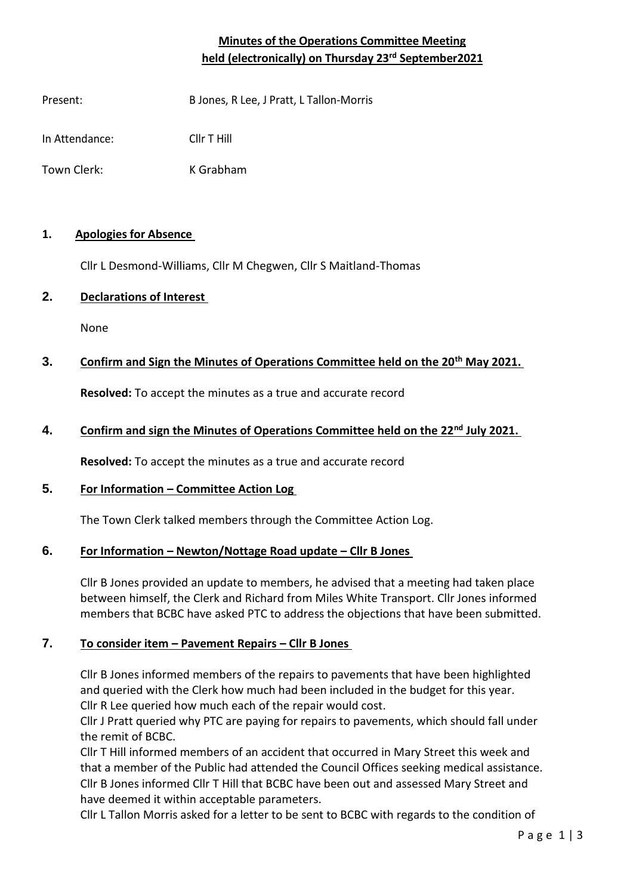# Minutes of the Operations Committee Meeting held (electronically) on Thursday 23rd September2021

Present: B Jones, R Lee, J Pratt, L Tallon-Morris

In Attendance: Cllr T Hill

Town Clerk: K Grabham

## 1. Apologies for Absence

Cllr L Desmond-Williams, Cllr M Chegwen, Cllr S Maitland-Thomas

## 2. Declarations of Interest

None

## 3. Confirm and Sign the Minutes of Operations Committee held on the 20th May 2021.

**Resolved:** To accept the minutes as a true and accurate record

## 4. Confirm and sign the Minutes of Operations Committee held on the 22nd July 2021.

**Resolved:** To accept the minutes as a true and accurate record

## 5. For Information – Committee Action Log

The Town Clerk talked members through the Committee Action Log.

## 6. For Information – Newton/Nottage Road update – Cllr B Jones

Cllr B Jones provided an update to members, he advised that a meeting had taken place between himself, the Clerk and Richard from Miles White Transport. Cllr Jones informed members that BCBC have asked PTC to address the objections that have been submitted.

## 7. To consider item – Pavement Repairs – Cllr B Jones

Cllr B Jones informed members of the repairs to pavements that have been highlighted and queried with the Clerk how much had been included in the budget for this year.
Cllr R Lee queried how much each of the repair would cost.
Cllr J Pratt queried why PTC are paying for repairs to pavements, which should fall under the remit of BCBC.
Cllr T Hill informed members of an accident that occurred in Mary Street this week and that a member of the Public had attended the Council Offices seeking medical assistance.
Cllr B Jones informed Cllr T Hill that BCBC have been out and assessed Mary Street and have deemed it within acceptable parameters.
Cllr L Tallon Morris asked for a letter to be sent to BCBC with regards to the condition of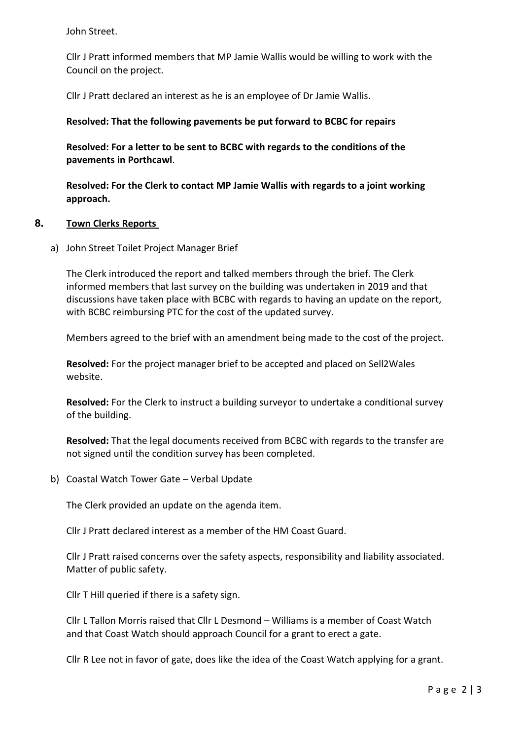John Street.

Cllr J Pratt informed members that MP Jamie Wallis would be willing to work with the Council on the project.

Cllr J Pratt declared an interest as he is an employee of Dr Jamie Wallis.

**Resolved: That the following pavements be put forward to BCBC for repairs**

**Resolved: For a letter to be sent to BCBC with regards to the conditions of the pavements in Porthcawl**.

**Resolved: For the Clerk to contact MP Jamie Wallis with regards to a joint working approach.**

## 8. Town Clerks Reports

a) John Street Toilet Project Manager Brief

The Clerk introduced the report and talked members through the brief. The Clerk informed members that last survey on the building was undertaken in 2019 and that discussions have taken place with BCBC with regards to having an update on the report, with BCBC reimbursing PTC for the cost of the updated survey.

Members agreed to the brief with an amendment being made to the cost of the project.

**Resolved:** For the project manager brief to be accepted and placed on Sell2Wales website.

**Resolved:** For the Clerk to instruct a building surveyor to undertake a conditional survey of the building.

**Resolved:** That the legal documents received from BCBC with regards to the transfer are not signed until the condition survey has been completed.

b) Coastal Watch Tower Gate – Verbal Update

The Clerk provided an update on the agenda item.

Cllr J Pratt declared interest as a member of the HM Coast Guard.

Cllr J Pratt raised concerns over the safety aspects, responsibility and liability associated. Matter of public safety.

Cllr T Hill queried if there is a safety sign.

Cllr L Tallon Morris raised that Cllr L Desmond – Williams is a member of Coast Watch and that Coast Watch should approach Council for a grant to erect a gate.

Cllr R Lee not in favor of gate, does like the idea of the Coast Watch applying for a grant.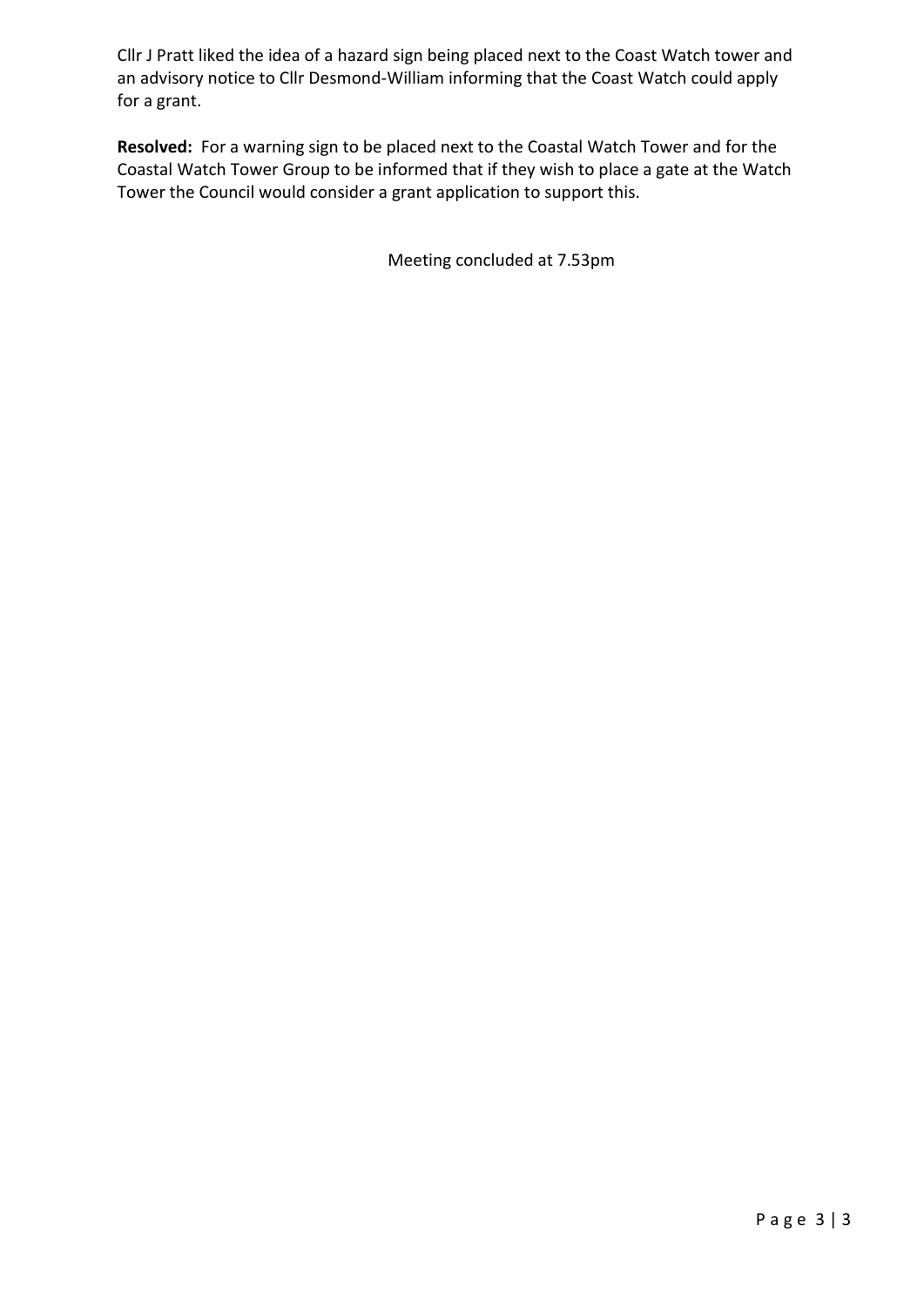Cllr J Pratt liked the idea of a hazard sign being placed next to the Coast Watch tower and an advisory notice to Cllr Desmond-William informing that the Coast Watch could apply for a grant.

**Resolved:** For a warning sign to be placed next to the Coastal Watch Tower and for the Coastal Watch Tower Group to be informed that if they wish to place a gate at the Watch Tower the Council would consider a grant application to support this.

Meeting concluded at 7.53pm